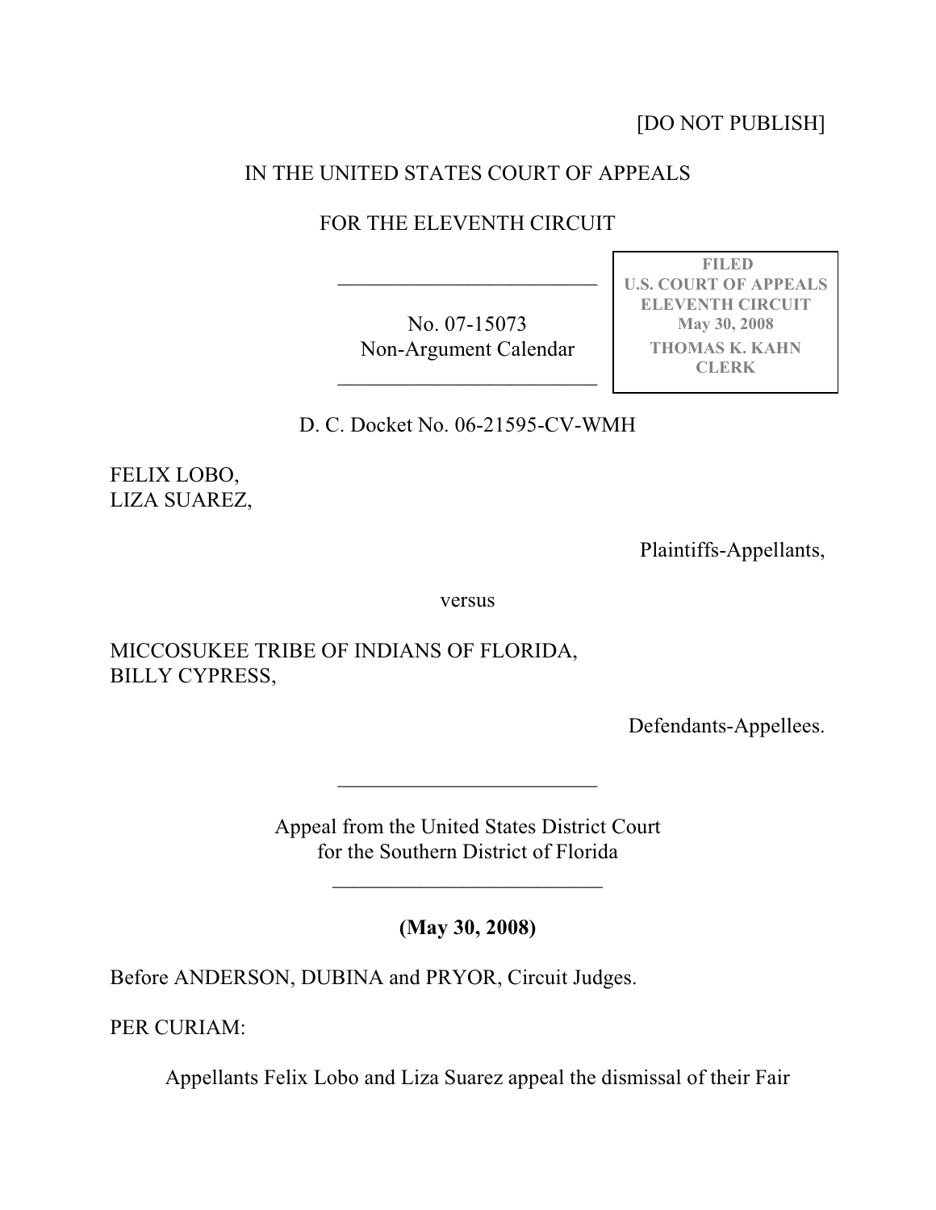[DO NOT PUBLISH]

IN THE UNITED STATES COURT OF APPEALS

FOR THE ELEVENTH CIRCUIT

---

No. 07-15073
Non-Argument Calendar

---

FILED
U.S. COURT OF APPEALS
ELEVENTH CIRCUIT
May 30, 2008
THOMAS K. KAHN
CLERK

D. C. Docket No. 06-21595-CV-WMH

FELIX LOBO,
LIZA SUAREZ,

Plaintiffs-Appellants,

versus

MICCOSUKEE TRIBE OF INDIANS OF FLORIDA,
BILLY CYPRESS,

Defendants-Appellees.

---

Appeal from the United States District Court
for the Southern District of Florida

---

**(May 30, 2008)**

Before ANDERSON, DUBINA and PRYOR, Circuit Judges.

PER CURIAM:

Appellants Felix Lobo and Liza Suarez appeal the dismissal of their Fair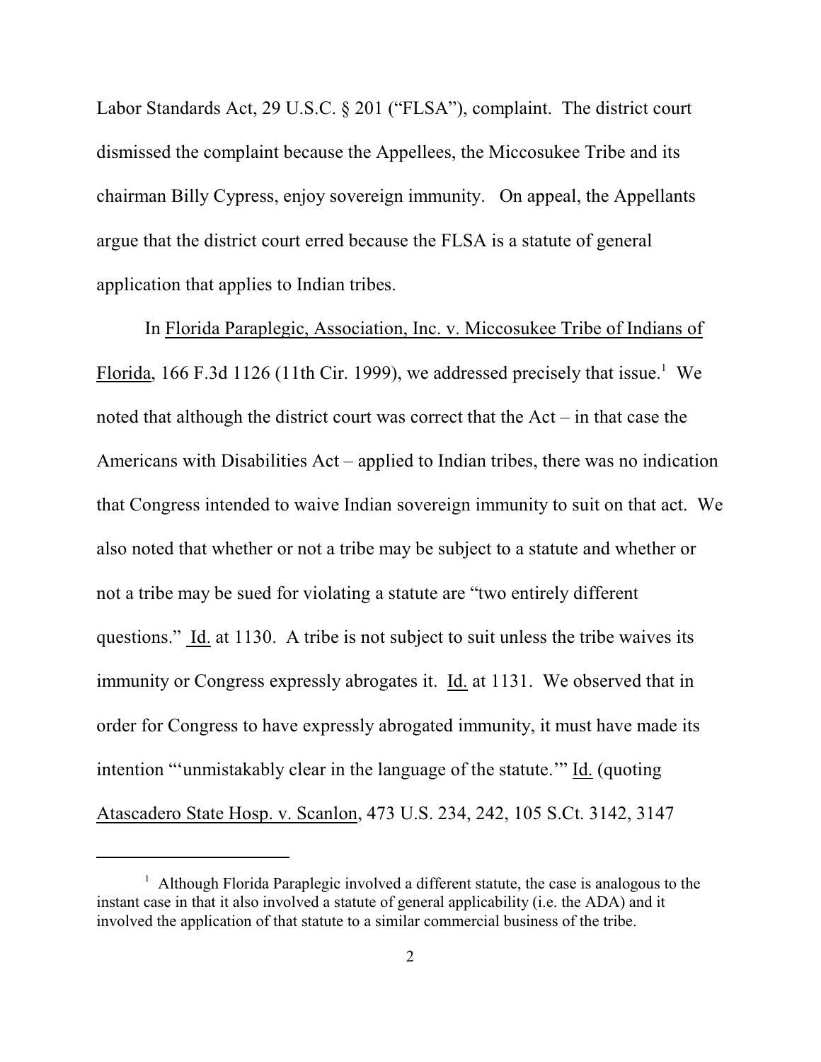Labor Standards Act, 29 U.S.C. § 201 ("FLSA"), complaint. The district court dismissed the complaint because the Appellees, the Miccosukee Tribe and its chairman Billy Cypress, enjoy sovereign immunity. On appeal, the Appellants argue that the district court erred because the FLSA is a statute of general application that applies to Indian tribes.

In Florida Paraplegic, Association, Inc. v. Miccosukee Tribe of Indians of Florida, 166 F.3d 1126 (11th Cir. 1999), we addressed precisely that issue.[1] We noted that although the district court was correct that the Act – in that case the Americans with Disabilities Act – applied to Indian tribes, there was no indication that Congress intended to waive Indian sovereign immunity to suit on that act. We also noted that whether or not a tribe may be subject to a statute and whether or not a tribe may be sued for violating a statute are "two entirely different questions." Id. at 1130. A tribe is not subject to suit unless the tribe waives its immunity or Congress expressly abrogates it. Id. at 1131. We observed that in order for Congress to have expressly abrogated immunity, it must have made its intention "'unmistakably clear in the language of the statute.'" Id. (quoting Atascadero State Hosp. v. Scanlon, 473 U.S. 234, 242, 105 S.Ct. 3142, 3147

[1] Although Florida Paraplegic involved a different statute, the case is analogous to the instant case in that it also involved a statute of general applicability (i.e. the ADA) and it involved the application of that statute to a similar commercial business of the tribe.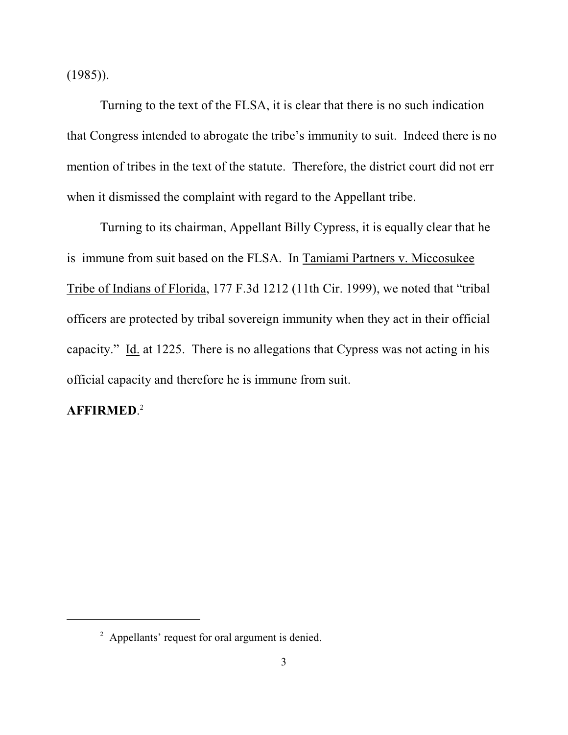(1985)).

Turning to the text of the FLSA, it is clear that there is no such indication that Congress intended to abrogate the tribe's immunity to suit. Indeed there is no mention of tribes in the text of the statute. Therefore, the district court did not err when it dismissed the complaint with regard to the Appellant tribe.

Turning to its chairman, Appellant Billy Cypress, it is equally clear that he is immune from suit based on the FLSA. In Tamiami Partners v. Miccosukee Tribe of Indians of Florida, 177 F.3d 1212 (11th Cir. 1999), we noted that "tribal officers are protected by tribal sovereign immunity when they act in their official capacity." Id. at 1225. There is no allegations that Cypress was not acting in his official capacity and therefore he is immune from suit.

**AFFIRMED**.[2]

---

[2] Appellants' request for oral argument is denied.